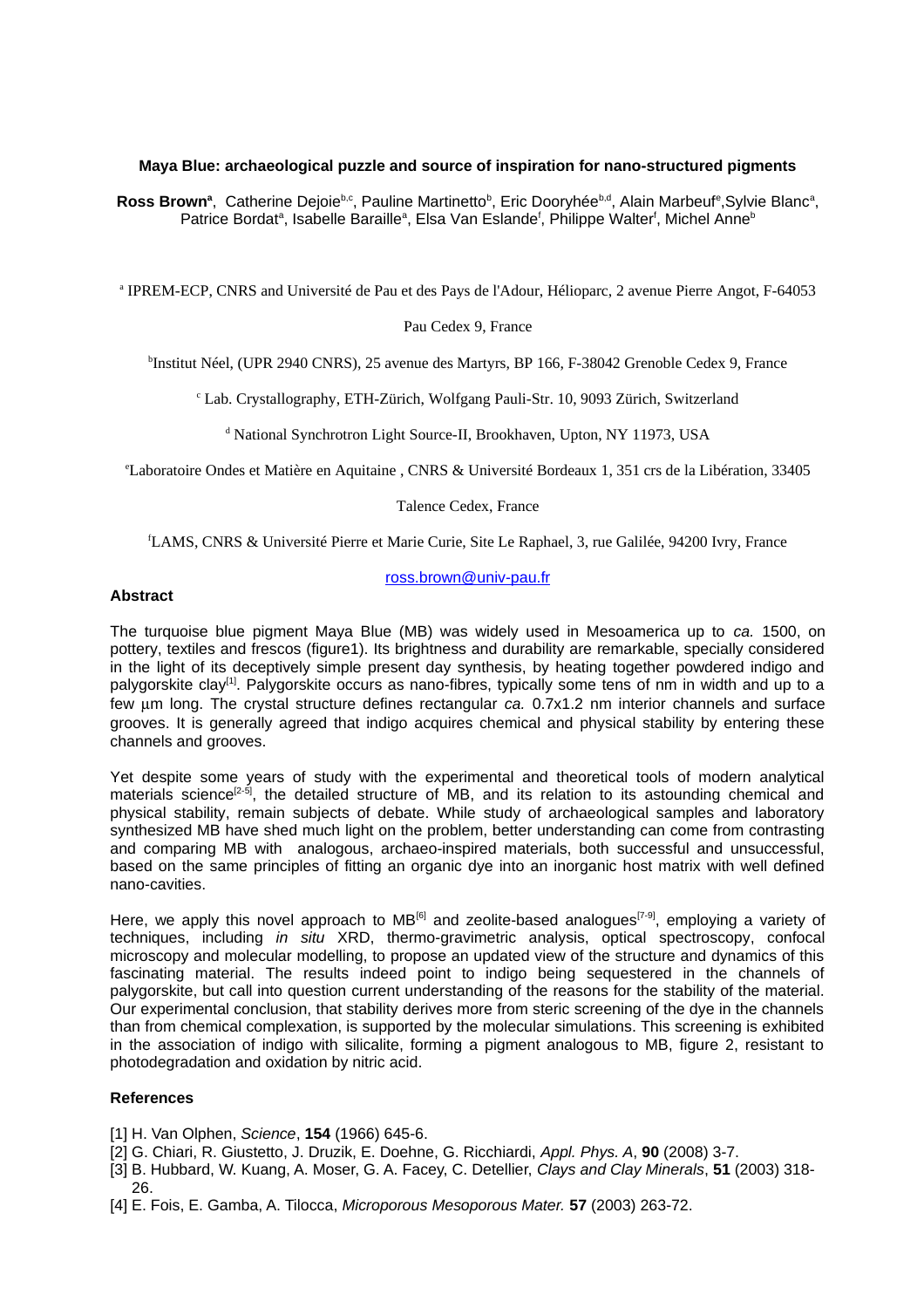# Maya Blue: archaeological puzzle and source of inspiration for nano-structured pigments

**Ross Brown**[a], Catherine Dejoie[b,c], Pauline Martinetto[b], Eric Dooryhée[b,d], Alain Marbeuf[e], Sylvie Blanc[a], Patrice Bordat[a], Isabelle Baraille[a], Elsa Van Eslande[f], Philippe Walter[f], Michel Anne[b]

[a] IPREM-ECP, CNRS and Université de Pau et des Pays de l'Adour, Hélioparc, 2 avenue Pierre Angot, F-64053 Pau Cedex 9, France

[b] Institut Néel, (UPR 2940 CNRS), 25 avenue des Martyrs, BP 166, F-38042 Grenoble Cedex 9, France

[c] Lab. Crystallography, ETH-Zürich, Wolfgang Pauli-Str. 10, 9093 Zürich, Switzerland

[d] National Synchrotron Light Source-II, Brookhaven, Upton, NY 11973, USA

[e] Laboratoire Ondes et Matière en Aquitaine , CNRS & Université Bordeaux 1, 351 crs de la Libération, 33405 Talence Cedex, France

[f] LAMS, CNRS & Université Pierre et Marie Curie, Site Le Raphael, 3, rue Galilée, 94200 Ivry, France

ross.brown@univ-pau.fr

## Abstract

The turquoise blue pigment Maya Blue (MB) was widely used in Mesoamerica up to *ca.* 1500, on pottery, textiles and frescos (figure1). Its brightness and durability are remarkable, specially considered in the light of its deceptively simple present day synthesis, by heating together powdered indigo and palygorskite clay[1]. Palygorskite occurs as nano-fibres, typically some tens of nm in width and up to a few µm long. The crystal structure defines rectangular *ca.* 0.7x1.2 nm interior channels and surface grooves. It is generally agreed that indigo acquires chemical and physical stability by entering these channels and grooves.

Yet despite some years of study with the experimental and theoretical tools of modern analytical materials science[2-5], the detailed structure of MB, and its relation to its astounding chemical and physical stability, remain subjects of debate. While study of archaeological samples and laboratory synthesized MB have shed much light on the problem, better understanding can come from contrasting and comparing MB with analogous, archaeo-inspired materials, both successful and unsuccessful, based on the same principles of fitting an organic dye into an inorganic host matrix with well defined nano-cavities.

Here, we apply this novel approach to MB[6] and zeolite-based analogues[7-9], employing a variety of techniques, including *in situ* XRD, thermo-gravimetric analysis, optical spectroscopy, confocal microscopy and molecular modelling, to propose an updated view of the structure and dynamics of this fascinating material. The results indeed point to indigo being sequestered in the channels of palygorskite, but call into question current understanding of the reasons for the stability of the material. Our experimental conclusion, that stability derives more from steric screening of the dye in the channels than from chemical complexation, is supported by the molecular simulations. This screening is exhibited in the association of indigo with silicalite, forming a pigment analogous to MB, figure 2, resistant to photodegradation and oxidation by nitric acid.

## References

[1] H. Van Olphen, *Science*, **154** (1966) 645-6.

[2] G. Chiari, R. Giustetto, J. Druzik, E. Doehne, G. Ricchiardi, *Appl. Phys. A*, **90** (2008) 3-7.

[3] B. Hubbard, W. Kuang, A. Moser, G. A. Facey, C. Detellier, *Clays and Clay Minerals*, **51** (2003) 318-26.

[4] E. Fois, E. Gamba, A. Tilocca, *Microporous Mesoporous Mater.* **57** (2003) 263-72.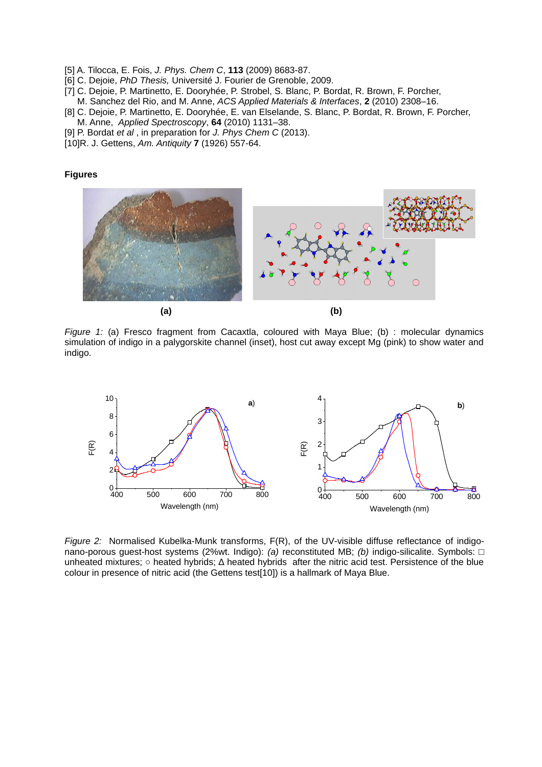[5] A. Tilocca, E. Fois, *J. Phys. Chem C*, **113** (2009) 8683-87.
[6] C. Dejoie, *PhD Thesis,* Université J. Fourier de Grenoble, 2009.
[7] C. Dejoie, P. Martinetto, E. Dooryhée, P. Strobel, S. Blanc, P. Bordat, R. Brown, F. Porcher, M. Sanchez del Rio, and M. Anne, *ACS Applied Materials & Interfaces*, **2** (2010) 2308–16.
[8] C. Dejoie, P. Martinetto, E. Dooryhée, E. van Elselande, S. Blanc, P. Bordat, R. Brown, F. Porcher, M. Anne, *Applied Spectroscopy*, **64** (2010) 1131–38.
[9] P. Bordat *et al* , in preparation for *J. Phys Chem C* (2013).
[10]R. J. Gettens, *Am. Antiquity* **7** (1926) 557-64.

### Figures

(a)

(b)

*Figure 1:* (a) Fresco fragment from Cacaxtla, coloured with Maya Blue; (b) : molecular dynamics simulation of indigo in a palygorskite channel (inset), host cut away except Mg (pink) to show water and indigo.

a)

F(R)

0
2
4
6
8
10

400
500
600
700
800

Wavelength (nm)

b)

F(R)

0
1
2
3
4

400
500
600
700
800

Wavelength (nm)

*Figure 2:* Normalised Kubelka-Munk transforms, F(R), of the UV-visible diffuse reflectance of indigo-nano-porous guest-host systems (2%wt. Indigo): *(a)* reconstituted MB; *(b)* indigo-silicalite. Symbols: □ unheated mixtures; ○ heated hybrids; Δ heated hybrids after the nitric acid test. Persistence of the blue colour in presence of nitric acid (the Gettens test[10]) is a hallmark of Maya Blue.